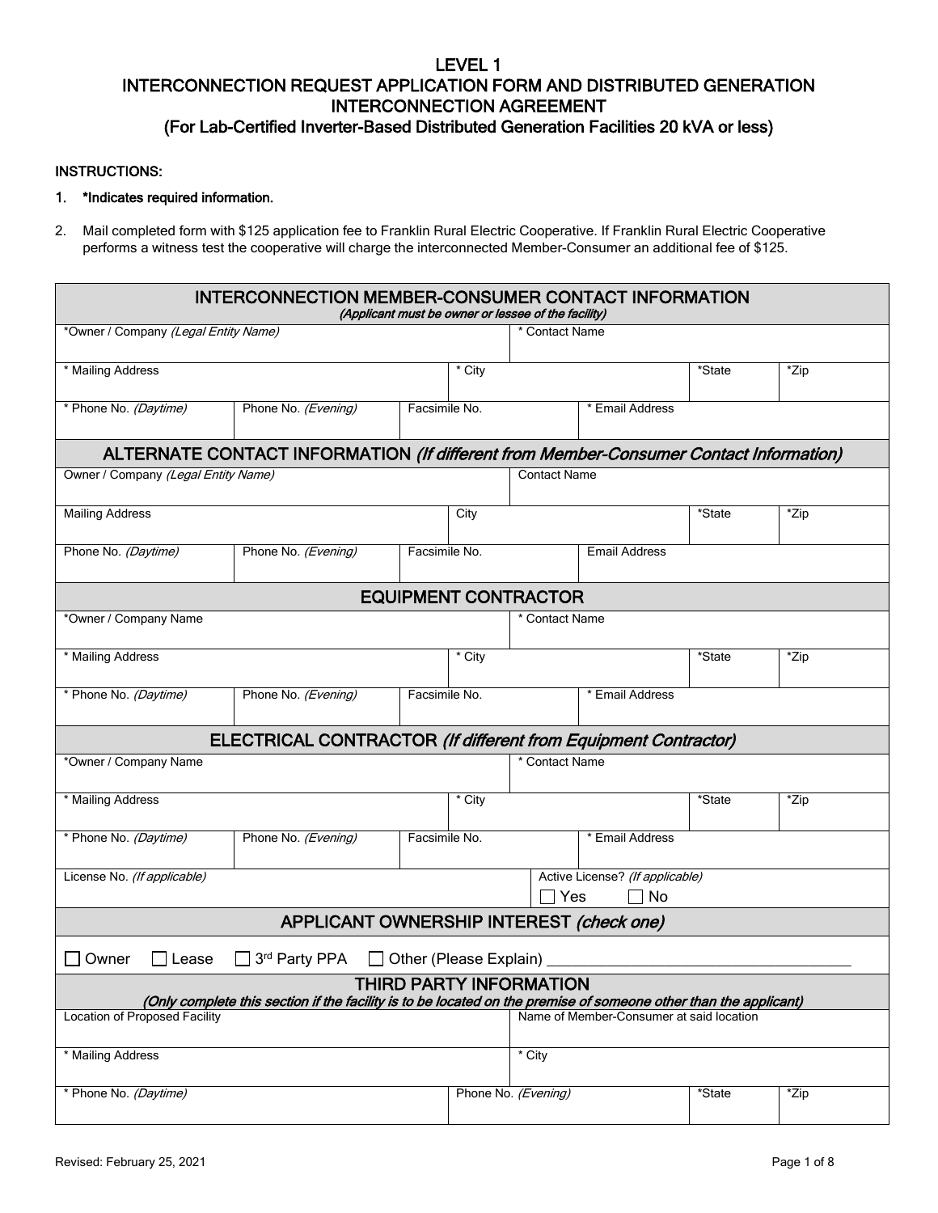# LEVEL 1
# INTERCONNECTION REQUEST APPLICATION FORM AND DISTRIBUTED GENERATION INTERCONNECTION AGREEMENT
## (For Lab-Certified Inverter-Based Distributed Generation Facilities 20 kVA or less)

**INSTRUCTIONS:**

1. ***Indicates required information.**
2. Mail completed form with $125 application fee to Franklin Rural Electric Cooperative. If Franklin Rural Electric Cooperative performs a witness test the cooperative will charge the interconnected Member-Consumer an additional fee of $125.

| INTERCONNECTION MEMBER-CONSUMER CONTACT INFORMATION *(Applicant must be owner or lessee of the facility)* | | | | | |
|---|---|---|---|---|---|
| *Owner / Company *(Legal Entity Name)* | | | * Contact Name | | |
| * Mailing Address | | * City | | *State | *Zip |
| * Phone No. *(Daytime)* | Phone No. *(Evening)* | Facsimile No. | * Email Address | | |

| ALTERNATE CONTACT INFORMATION *(If different from Member-Consumer Contact Information)* | | | | | |
|---|---|---|---|---|---|
| Owner / Company *(Legal Entity Name)* | | | Contact Name | | |
| Mailing Address | | City | | *State | *Zip |
| Phone No. *(Daytime)* | Phone No. *(Evening)* | Facsimile No. | Email Address | | |

| EQUIPMENT CONTRACTOR | | | | | |
|---|---|---|---|---|---|
| *Owner / Company Name | | | * Contact Name | | |
| * Mailing Address | | * City | | *State | *Zip |
| * Phone No. *(Daytime)* | Phone No. *(Evening)* | Facsimile No. | * Email Address | | |

| ELECTRICAL CONTRACTOR *(If different from Equipment Contractor)* | | | | | |
|---|---|---|---|---|---|
| *Owner / Company Name | | | * Contact Name | | |
| * Mailing Address | | * City | | *State | *Zip |
| * Phone No. *(Daytime)* | Phone No. *(Evening)* | Facsimile No. | * Email Address | | |
| License No. *(If applicable)* | | | Active License? *(If applicable)* ☐ Yes ☐ No | | |

| APPLICANT OWNERSHIP INTEREST *(check one)* |
|---|
| ☐ Owner ☐ Lease ☐ 3rd Party PPA ☐ Other (Please Explain) ____________________ |

| THIRD PARTY INFORMATION *(Only complete this section if the facility is to be located on the premise of someone other than the applicant)* | | | |
|---|---|---|---|
| Location of Proposed Facility | | Name of Member-Consumer at said location | |
| * Mailing Address | | * City | |
| * Phone No. *(Daytime)* | Phone No. *(Evening)* | *State | *Zip |

Revised: February 25, 2021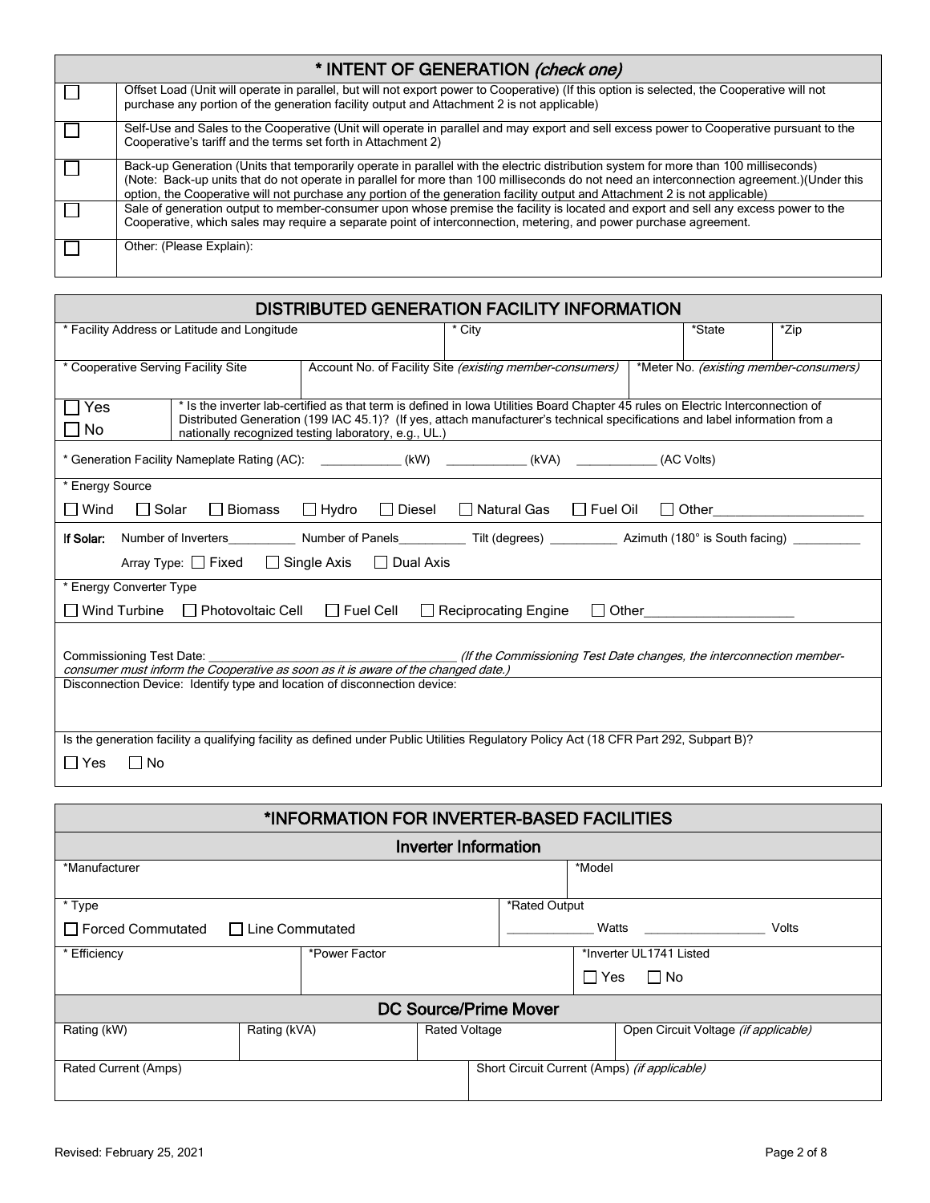## * INTENT OF GENERATION *(check one)*

| | |
|---|---|
| ☐ | Offset Load (Unit will operate in parallel, but will not export power to Cooperative) (If this option is selected, the Cooperative will not purchase any portion of the generation facility output and Attachment 2 is not applicable) |
| ☐ | Self-Use and Sales to the Cooperative (Unit will operate in parallel and may export and sell excess power to Cooperative pursuant to the Cooperative's tariff and the terms set forth in Attachment 2) |
| ☐ | Back-up Generation (Units that temporarily operate in parallel with the electric distribution system for more than 100 milliseconds) (Note: Back-up units that do not operate in parallel for more than 100 milliseconds do not need an interconnection agreement.)(Under this option, the Cooperative will not purchase any portion of the generation facility output and Attachment 2 is not applicable) |
| ☐ | Sale of generation output to member-consumer upon whose premise the facility is located and export and sell any excess power to the Cooperative, which sales may require a separate point of interconnection, metering, and power purchase agreement. |
| ☐ | Other: (Please Explain): |

## DISTRIBUTED GENERATION FACILITY INFORMATION

| * Facility Address or Latitude and Longitude | * City | *State | *Zip |
|---|---|---|---|
| | | | |

| * Cooperative Serving Facility Site | Account No. of Facility Site *(existing member-consumers)* | *Meter No. *(existing member-consumers)* |
|---|---|---|
| | | |

☐ Yes
☐ No

* Is the inverter lab-certified as that term is defined in Iowa Utilities Board Chapter 45 rules on Electric Interconnection of Distributed Generation (199 IAC 45.1)? (If yes, attach manufacturer's technical specifications and label information from a nationally recognized testing laboratory, e.g., UL.)

* Generation Facility Nameplate Rating (AC): ____________ (kW) ____________ (kVA) ____________ (AC Volts)

* Energy Source

☐ Wind ☐ Solar ☐ Biomass ☐ Hydro ☐ Diesel ☐ Natural Gas ☐ Fuel Oil ☐ Other____________________

**If Solar:** Number of Inverters__________ Number of Panels__________ Tilt (degrees) __________ Azimuth (180° is South facing) __________

Array Type: ☐ Fixed ☐ Single Axis ☐ Dual Axis

* Energy Converter Type

☐ Wind Turbine ☐ Photovoltaic Cell ☐ Fuel Cell ☐ Reciprocating Engine ☐ Other____________________

Commissioning Test Date: ______________________________________ *(If the Commissioning Test Date changes, the interconnection member-consumer must inform the Cooperative as soon as it is aware of the changed date.)*

Disconnection Device: Identify type and location of disconnection device:

Is the generation facility a qualifying facility as defined under Public Utilities Regulatory Policy Act (18 CFR Part 292, Subpart B)?

☐ Yes ☐ No

## *INFORMATION FOR INVERTER-BASED FACILITIES

### Inverter Information

| *Manufacturer | | *Model | |
|---|---|---|---|
| | | | |
| * Type | | *Rated Output | |
| ☐ Forced Commutated ☐ Line Commutated | | _____________ Watts _________________ Volts | |
| * Efficiency | *Power Factor | *Inverter UL1741 Listed | |
| | | ☐ Yes ☐ No | |

### DC Source/Prime Mover

| Rating (kW) | Rating (kVA) | Rated Voltage | Open Circuit Voltage *(if applicable)* |
|---|---|---|---|
| | | | |

| Rated Current (Amps) | Short Circuit Current (Amps) *(if applicable)* |
|---|---|
| | |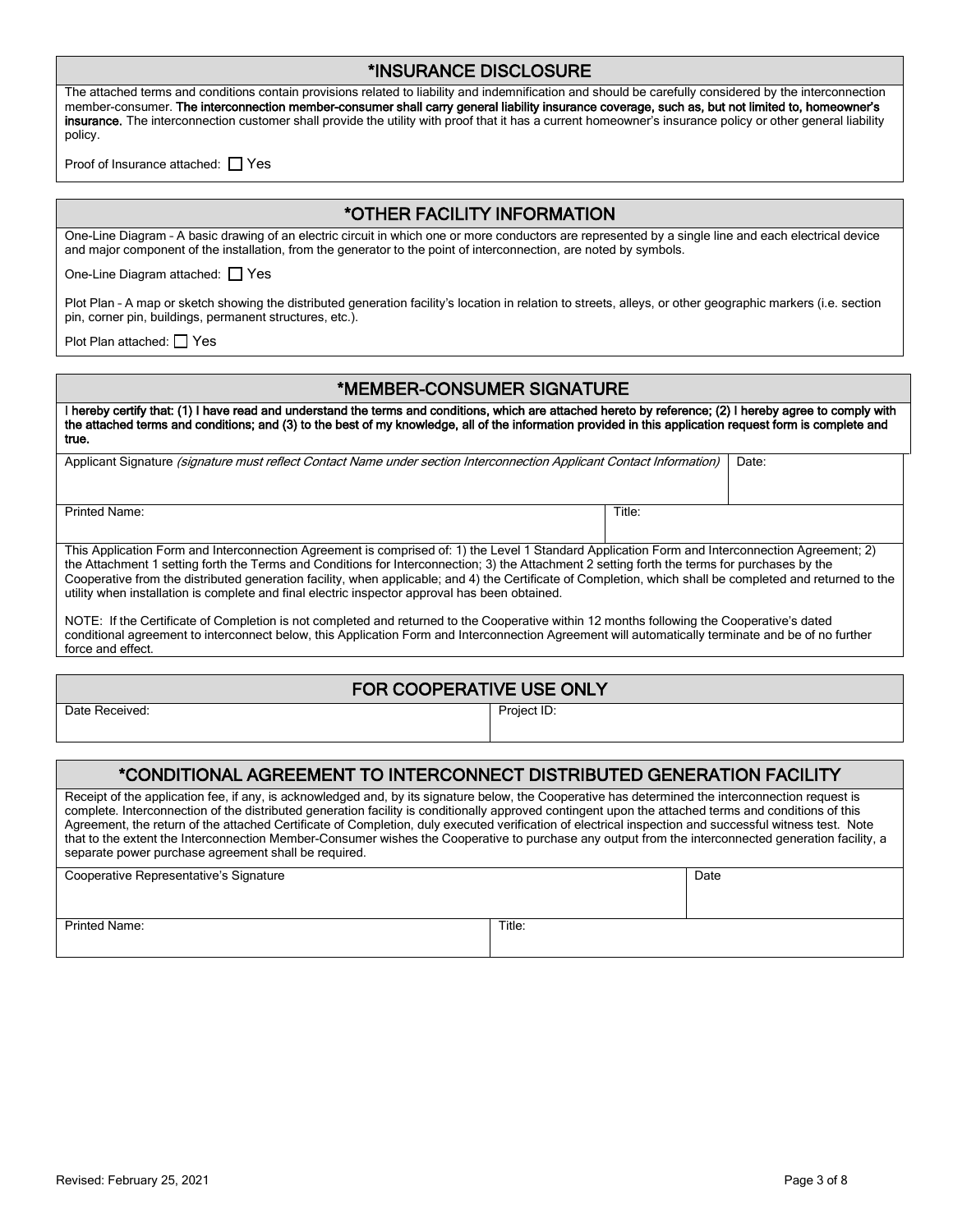## *INSURANCE DISCLOSURE

The attached terms and conditions contain provisions related to liability and indemnification and should be carefully considered by the interconnection member-consumer. **The interconnection member-consumer shall carry general liability insurance coverage, such as, but not limited to, homeowner's insurance.** The interconnection customer shall provide the utility with proof that it has a current homeowner's insurance policy or other general liability policy.

Proof of Insurance attached: ☐ Yes

## *OTHER FACILITY INFORMATION

One-Line Diagram – A basic drawing of an electric circuit in which one or more conductors are represented by a single line and each electrical device and major component of the installation, from the generator to the point of interconnection, are noted by symbols.

One-Line Diagram attached: ☐ Yes

Plot Plan – A map or sketch showing the distributed generation facility's location in relation to streets, alleys, or other geographic markers (i.e. section pin, corner pin, buildings, permanent structures, etc.).

Plot Plan attached: ☐ Yes

## *MEMBER-CONSUMER SIGNATURE

I **hereby certify that: (1) I have read and understand the terms and conditions, which are attached hereto by reference; (2) I hereby agree to comply with the attached terms and conditions; and (3) to the best of my knowledge, all of the information provided in this application request form is complete and true.**

| Applicant Signature *(signature must reflect Contact Name under section Interconnection Applicant Contact Information)* | Date: |
|---|---|
| Printed Name: | Title: |

This Application Form and Interconnection Agreement is comprised of: 1) the Level 1 Standard Application Form and Interconnection Agreement; 2) the Attachment 1 setting forth the Terms and Conditions for Interconnection; 3) the Attachment 2 setting forth the terms for purchases by the Cooperative from the distributed generation facility, when applicable; and 4) the Certificate of Completion, which shall be completed and returned to the utility when installation is complete and final electric inspector approval has been obtained.

NOTE: If the Certificate of Completion is not completed and returned to the Cooperative within 12 months following the Cooperative's dated conditional agreement to interconnect below, this Application Form and Interconnection Agreement will automatically terminate and be of no further force and effect.

## FOR COOPERATIVE USE ONLY

| Date Received: | Project ID: |
|---|---|

## *CONDITIONAL AGREEMENT TO INTERCONNECT DISTRIBUTED GENERATION FACILITY

Receipt of the application fee, if any, is acknowledged and, by its signature below, the Cooperative has determined the interconnection request is complete. Interconnection of the distributed generation facility is conditionally approved contingent upon the attached terms and conditions of this Agreement, the return of the attached Certificate of Completion, duly executed verification of electrical inspection and successful witness test. Note that to the extent the Interconnection Member-Consumer wishes the Cooperative to purchase any output from the interconnected generation facility, a separate power purchase agreement shall be required.

| Cooperative Representative's Signature | Date |
|---|---|
| Printed Name: | Title: |

Revised: February 25, 2021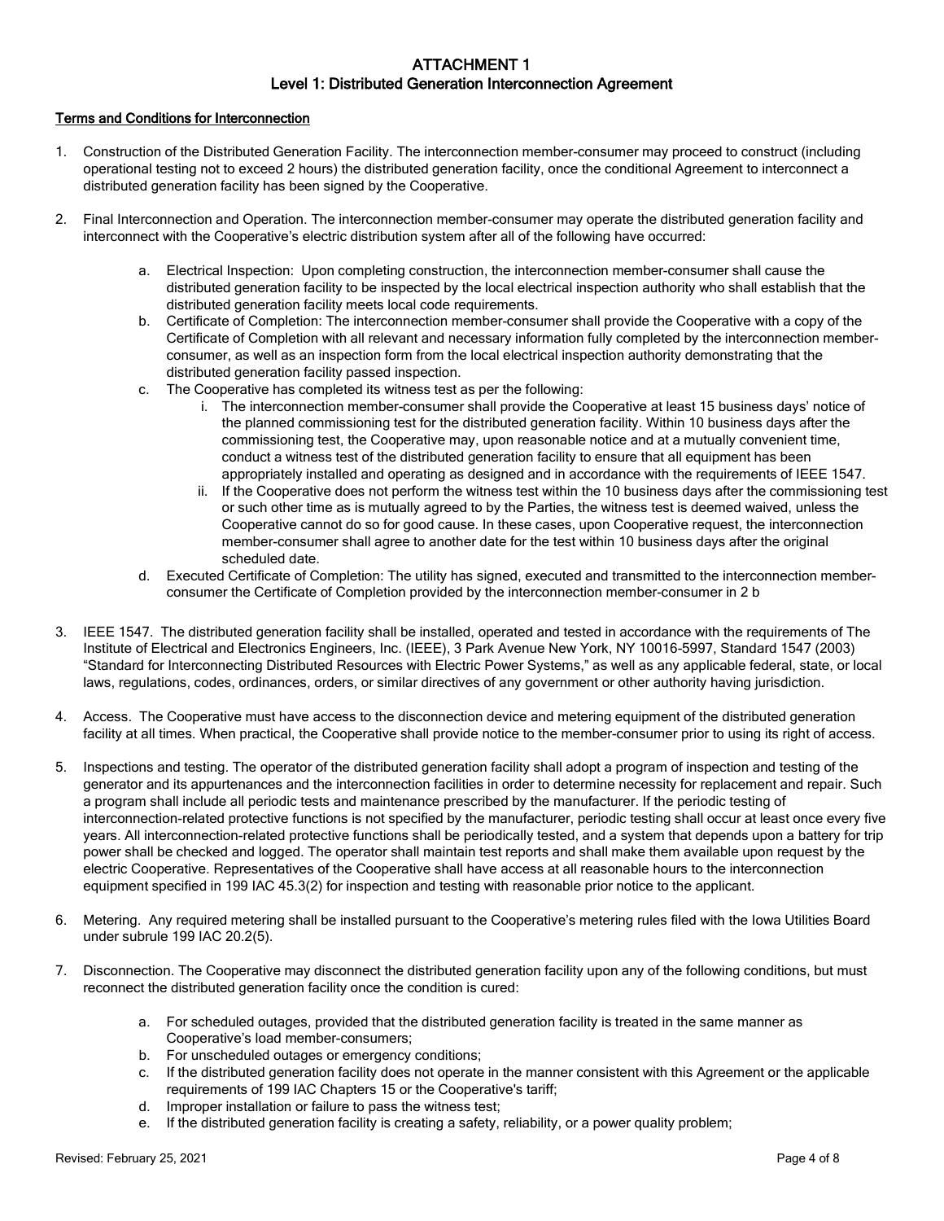# ATTACHMENT 1

## Level 1: Distributed Generation Interconnection Agreement

**Terms and Conditions for Interconnection**

1. Construction of the Distributed Generation Facility. The interconnection member-consumer may proceed to construct (including operational testing not to exceed 2 hours) the distributed generation facility, once the conditional Agreement to interconnect a distributed generation facility has been signed by the Cooperative.

2. Final Interconnection and Operation. The interconnection member-consumer may operate the distributed generation facility and interconnect with the Cooperative's electric distribution system after all of the following have occurred:

    a. Electrical Inspection: Upon completing construction, the interconnection member-consumer shall cause the distributed generation facility to be inspected by the local electrical inspection authority who shall establish that the distributed generation facility meets local code requirements.

    b. Certificate of Completion: The interconnection member-consumer shall provide the Cooperative with a copy of the Certificate of Completion with all relevant and necessary information fully completed by the interconnection member-consumer, as well as an inspection form from the local electrical inspection authority demonstrating that the distributed generation facility passed inspection.

    c. The Cooperative has completed its witness test as per the following:

        i. The interconnection member-consumer shall provide the Cooperative at least 15 business days' notice of the planned commissioning test for the distributed generation facility. Within 10 business days after the commissioning test, the Cooperative may, upon reasonable notice and at a mutually convenient time, conduct a witness test of the distributed generation facility to ensure that all equipment has been appropriately installed and operating as designed and in accordance with the requirements of IEEE 1547.

        ii. If the Cooperative does not perform the witness test within the 10 business days after the commissioning test or such other time as is mutually agreed to by the Parties, the witness test is deemed waived, unless the Cooperative cannot do so for good cause. In these cases, upon Cooperative request, the interconnection member-consumer shall agree to another date for the test within 10 business days after the original scheduled date.

    d. Executed Certificate of Completion: The utility has signed, executed and transmitted to the interconnection member-consumer the Certificate of Completion provided by the interconnection member-consumer in 2 b

3. IEEE 1547. The distributed generation facility shall be installed, operated and tested in accordance with the requirements of The Institute of Electrical and Electronics Engineers, Inc. (IEEE), 3 Park Avenue New York, NY 10016-5997, Standard 1547 (2003) "Standard for Interconnecting Distributed Resources with Electric Power Systems," as well as any applicable federal, state, or local laws, regulations, codes, ordinances, orders, or similar directives of any government or other authority having jurisdiction.

4. Access. The Cooperative must have access to the disconnection device and metering equipment of the distributed generation facility at all times. When practical, the Cooperative shall provide notice to the member-consumer prior to using its right of access.

5. Inspections and testing. The operator of the distributed generation facility shall adopt a program of inspection and testing of the generator and its appurtenances and the interconnection facilities in order to determine necessity for replacement and repair. Such a program shall include all periodic tests and maintenance prescribed by the manufacturer. If the periodic testing of interconnection-related protective functions is not specified by the manufacturer, periodic testing shall occur at least once every five years. All interconnection-related protective functions shall be periodically tested, and a system that depends upon a battery for trip power shall be checked and logged. The operator shall maintain test reports and shall make them available upon request by the electric Cooperative. Representatives of the Cooperative shall have access at all reasonable hours to the interconnection equipment specified in 199 IAC 45.3(2) for inspection and testing with reasonable prior notice to the applicant.

6. Metering. Any required metering shall be installed pursuant to the Cooperative's metering rules filed with the Iowa Utilities Board under subrule 199 IAC 20.2(5).

7. Disconnection. The Cooperative may disconnect the distributed generation facility upon any of the following conditions, but must reconnect the distributed generation facility once the condition is cured:

    a. For scheduled outages, provided that the distributed generation facility is treated in the same manner as Cooperative's load member-consumers;

    b. For unscheduled outages or emergency conditions;

    c. If the distributed generation facility does not operate in the manner consistent with this Agreement or the applicable requirements of 199 IAC Chapters 15 or the Cooperative's tariff;

    d. Improper installation or failure to pass the witness test;

    e. If the distributed generation facility is creating a safety, reliability, or a power quality problem;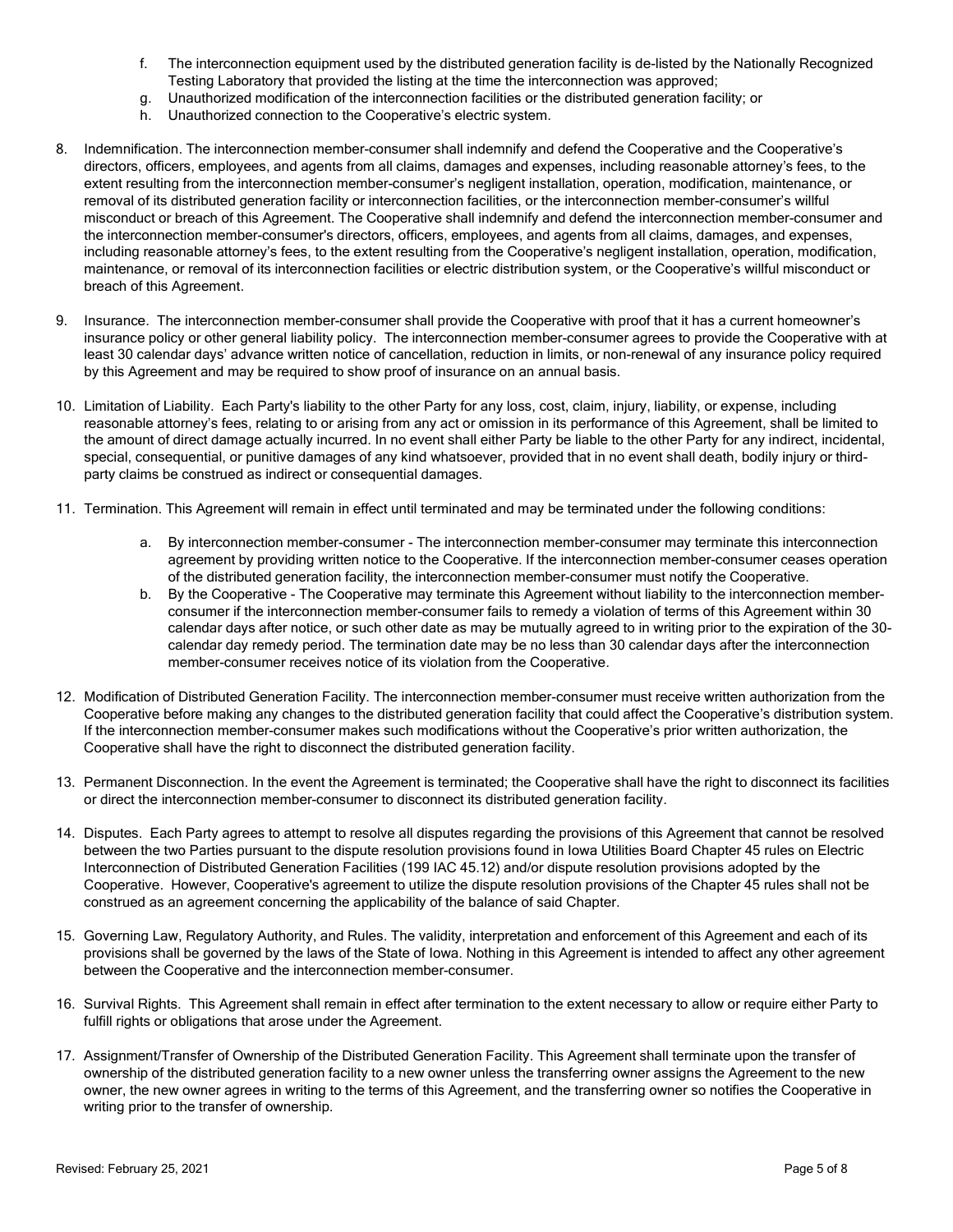f. The interconnection equipment used by the distributed generation facility is de-listed by the Nationally Recognized Testing Laboratory that provided the listing at the time the interconnection was approved;
g. Unauthorized modification of the interconnection facilities or the distributed generation facility; or
h. Unauthorized connection to the Cooperative's electric system.

8. Indemnification. The interconnection member-consumer shall indemnify and defend the Cooperative and the Cooperative's directors, officers, employees, and agents from all claims, damages and expenses, including reasonable attorney's fees, to the extent resulting from the interconnection member-consumer's negligent installation, operation, modification, maintenance, or removal of its distributed generation facility or interconnection facilities, or the interconnection member-consumer's willful misconduct or breach of this Agreement. The Cooperative shall indemnify and defend the interconnection member-consumer and the interconnection member-consumer's directors, officers, employees, and agents from all claims, damages, and expenses, including reasonable attorney's fees, to the extent resulting from the Cooperative's negligent installation, operation, modification, maintenance, or removal of its interconnection facilities or electric distribution system, or the Cooperative's willful misconduct or breach of this Agreement.

9. Insurance. The interconnection member-consumer shall provide the Cooperative with proof that it has a current homeowner's insurance policy or other general liability policy. The interconnection member-consumer agrees to provide the Cooperative with at least 30 calendar days' advance written notice of cancellation, reduction in limits, or non-renewal of any insurance policy required by this Agreement and may be required to show proof of insurance on an annual basis.

10. Limitation of Liability. Each Party's liability to the other Party for any loss, cost, claim, injury, liability, or expense, including reasonable attorney's fees, relating to or arising from any act or omission in its performance of this Agreement, shall be limited to the amount of direct damage actually incurred. In no event shall either Party be liable to the other Party for any indirect, incidental, special, consequential, or punitive damages of any kind whatsoever, provided that in no event shall death, bodily injury or third-party claims be construed as indirect or consequential damages.

11. Termination. This Agreement will remain in effect until terminated and may be terminated under the following conditions:

    a. By interconnection member-consumer - The interconnection member-consumer may terminate this interconnection agreement by providing written notice to the Cooperative. If the interconnection member-consumer ceases operation of the distributed generation facility, the interconnection member-consumer must notify the Cooperative.
    b. By the Cooperative - The Cooperative may terminate this Agreement without liability to the interconnection member-consumer if the interconnection member-consumer fails to remedy a violation of terms of this Agreement within 30 calendar days after notice, or such other date as may be mutually agreed to in writing prior to the expiration of the 30-calendar day remedy period. The termination date may be no less than 30 calendar days after the interconnection member-consumer receives notice of its violation from the Cooperative.

12. Modification of Distributed Generation Facility. The interconnection member-consumer must receive written authorization from the Cooperative before making any changes to the distributed generation facility that could affect the Cooperative's distribution system. If the interconnection member-consumer makes such modifications without the Cooperative's prior written authorization, the Cooperative shall have the right to disconnect the distributed generation facility.

13. Permanent Disconnection. In the event the Agreement is terminated; the Cooperative shall have the right to disconnect its facilities or direct the interconnection member-consumer to disconnect its distributed generation facility.

14. Disputes. Each Party agrees to attempt to resolve all disputes regarding the provisions of this Agreement that cannot be resolved between the two Parties pursuant to the dispute resolution provisions found in Iowa Utilities Board Chapter 45 rules on Electric Interconnection of Distributed Generation Facilities (199 IAC 45.12) and/or dispute resolution provisions adopted by the Cooperative. However, Cooperative's agreement to utilize the dispute resolution provisions of the Chapter 45 rules shall not be construed as an agreement concerning the applicability of the balance of said Chapter.

15. Governing Law, Regulatory Authority, and Rules. The validity, interpretation and enforcement of this Agreement and each of its provisions shall be governed by the laws of the State of Iowa. Nothing in this Agreement is intended to affect any other agreement between the Cooperative and the interconnection member-consumer.

16. Survival Rights. This Agreement shall remain in effect after termination to the extent necessary to allow or require either Party to fulfill rights or obligations that arose under the Agreement.

17. Assignment/Transfer of Ownership of the Distributed Generation Facility. This Agreement shall terminate upon the transfer of ownership of the distributed generation facility to a new owner unless the transferring owner assigns the Agreement to the new owner, the new owner agrees in writing to the terms of this Agreement, and the transferring owner so notifies the Cooperative in writing prior to the transfer of ownership.

Revised: February 25, 2021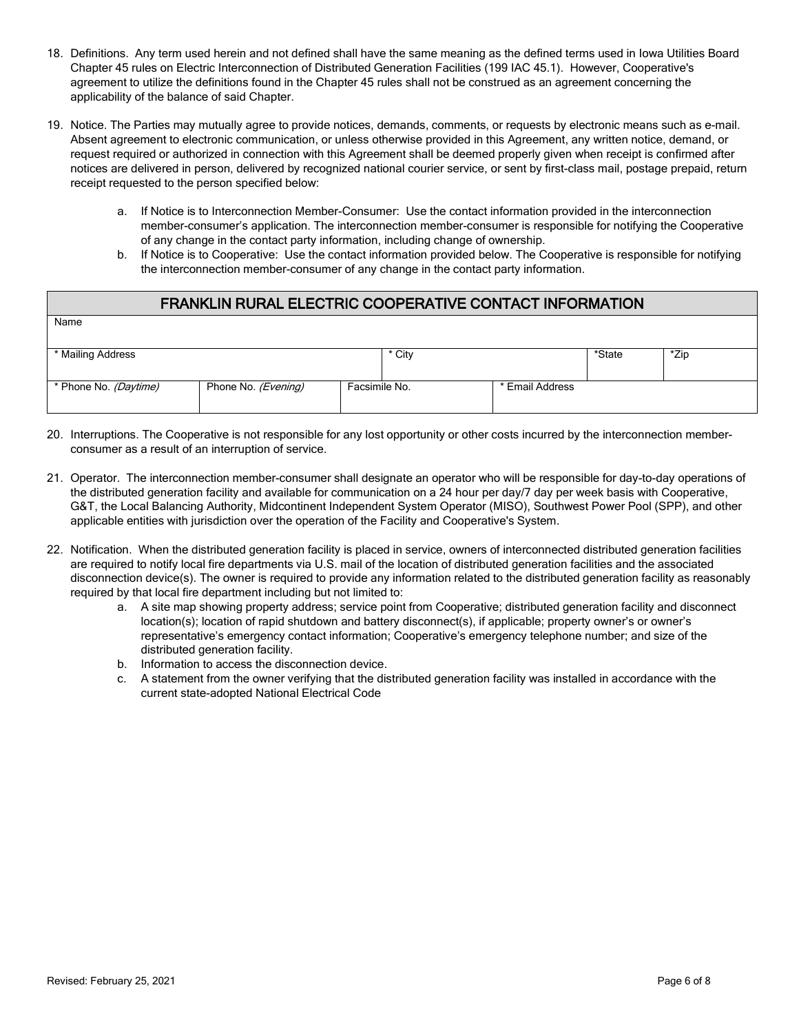18. Definitions. Any term used herein and not defined shall have the same meaning as the defined terms used in Iowa Utilities Board Chapter 45 rules on Electric Interconnection of Distributed Generation Facilities (199 IAC 45.1). However, Cooperative's agreement to utilize the definitions found in the Chapter 45 rules shall not be construed as an agreement concerning the applicability of the balance of said Chapter.

19. Notice. The Parties may mutually agree to provide notices, demands, comments, or requests by electronic means such as e-mail. Absent agreement to electronic communication, or unless otherwise provided in this Agreement, any written notice, demand, or request required or authorized in connection with this Agreement shall be deemed properly given when receipt is confirmed after notices are delivered in person, delivered by recognized national courier service, or sent by first-class mail, postage prepaid, return receipt requested to the person specified below:

    a. If Notice is to Interconnection Member-Consumer: Use the contact information provided in the interconnection member-consumer's application. The interconnection member-consumer is responsible for notifying the Cooperative of any change in the contact party information, including change of ownership.
    b. If Notice is to Cooperative: Use the contact information provided below. The Cooperative is responsible for notifying the interconnection member-consumer of any change in the contact party information.

| FRANKLIN RURAL ELECTRIC COOPERATIVE CONTACT INFORMATION | | | | | |
|---|---|---|---|---|---|
| Name | | | | | |
| * Mailing Address | | * City | | *State | *Zip |
| * Phone No. *(Daytime)* | Phone No. *(Evening)* | Facsimile No. | * Email Address | | |

20. Interruptions. The Cooperative is not responsible for any lost opportunity or other costs incurred by the interconnection member-consumer as a result of an interruption of service.

21. Operator. The interconnection member-consumer shall designate an operator who will be responsible for day-to-day operations of the distributed generation facility and available for communication on a 24 hour per day/7 day per week basis with Cooperative, G&T, the Local Balancing Authority, Midcontinent Independent System Operator (MISO), Southwest Power Pool (SPP), and other applicable entities with jurisdiction over the operation of the Facility and Cooperative's System.

22. Notification. When the distributed generation facility is placed in service, owners of interconnected distributed generation facilities are required to notify local fire departments via U.S. mail of the location of distributed generation facilities and the associated disconnection device(s). The owner is required to provide any information related to the distributed generation facility as reasonably required by that local fire department including but not limited to:
    a. A site map showing property address; service point from Cooperative; distributed generation facility and disconnect location(s); location of rapid shutdown and battery disconnect(s), if applicable; property owner's or owner's representative's emergency contact information; Cooperative's emergency telephone number; and size of the distributed generation facility.
    b. Information to access the disconnection device.
    c. A statement from the owner verifying that the distributed generation facility was installed in accordance with the current state-adopted National Electrical Code

Revised: February 25, 2021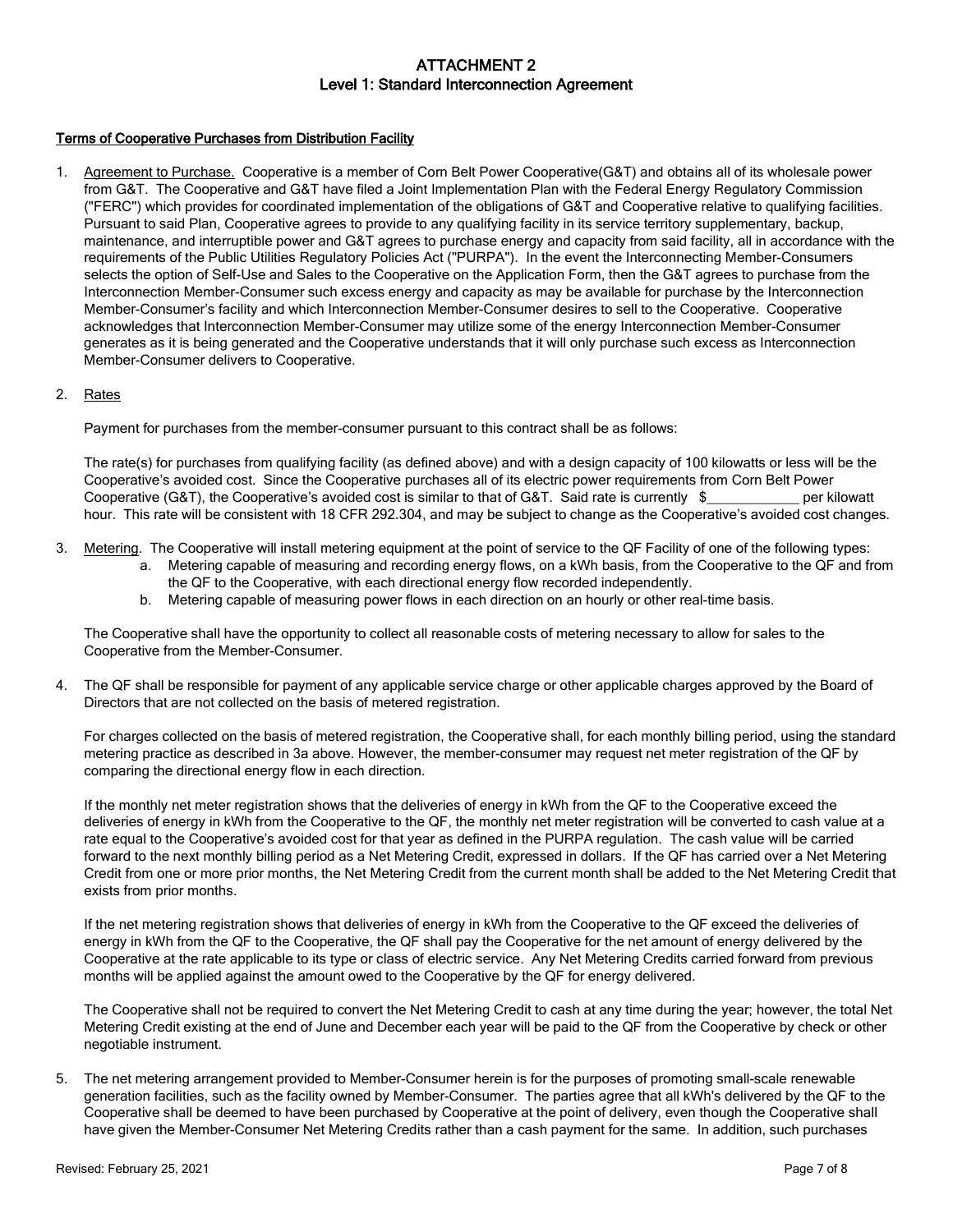# ATTACHMENT 2
## Level 1: Standard Interconnection Agreement

<u>Terms of Cooperative Purchases from Distribution Facility</u>

1. <u>Agreement to Purchase.</u> Cooperative is a member of Corn Belt Power Cooperative(G&T) and obtains all of its wholesale power from G&T. The Cooperative and G&T have filed a Joint Implementation Plan with the Federal Energy Regulatory Commission ("FERC") which provides for coordinated implementation of the obligations of G&T and Cooperative relative to qualifying facilities. Pursuant to said Plan, Cooperative agrees to provide to any qualifying facility in its service territory supplementary, backup, maintenance, and interruptible power and G&T agrees to purchase energy and capacity from said facility, all in accordance with the requirements of the Public Utilities Regulatory Policies Act ("PURPA"). In the event the Interconnecting Member-Consumers selects the option of Self-Use and Sales to the Cooperative on the Application Form, then the G&T agrees to purchase from the Interconnection Member-Consumer such excess energy and capacity as may be available for purchase by the Interconnection Member-Consumer's facility and which Interconnection Member-Consumer desires to sell to the Cooperative. Cooperative acknowledges that Interconnection Member-Consumer may utilize some of the energy Interconnection Member-Consumer generates as it is being generated and the Cooperative understands that it will only purchase such excess as Interconnection Member-Consumer delivers to Cooperative.

2. <u>Rates</u>

   Payment for purchases from the member-consumer pursuant to this contract shall be as follows:

   The rate(s) for purchases from qualifying facility (as defined above) and with a design capacity of 100 kilowatts or less will be the Cooperative's avoided cost. Since the Cooperative purchases all of its electric power requirements from Corn Belt Power Cooperative (G&T), the Cooperative's avoided cost is similar to that of G&T. Said rate is currently $____________ per kilowatt hour. This rate will be consistent with 18 CFR 292.304, and may be subject to change as the Cooperative's avoided cost changes.

3. <u>Metering</u>. The Cooperative will install metering equipment at the point of service to the QF Facility of one of the following types:
   a. Metering capable of measuring and recording energy flows, on a kWh basis, from the Cooperative to the QF and from the QF to the Cooperative, with each directional energy flow recorded independently.
   b. Metering capable of measuring power flows in each direction on an hourly or other real-time basis.

   The Cooperative shall have the opportunity to collect all reasonable costs of metering necessary to allow for sales to the Cooperative from the Member-Consumer.

4. The QF shall be responsible for payment of any applicable service charge or other applicable charges approved by the Board of Directors that are not collected on the basis of metered registration.

   For charges collected on the basis of metered registration, the Cooperative shall, for each monthly billing period, using the standard metering practice as described in 3a above. However, the member-consumer may request net meter registration of the QF by comparing the directional energy flow in each direction.

   If the monthly net meter registration shows that the deliveries of energy in kWh from the QF to the Cooperative exceed the deliveries of energy in kWh from the Cooperative to the QF, the monthly net meter registration will be converted to cash value at a rate equal to the Cooperative's avoided cost for that year as defined in the PURPA regulation. The cash value will be carried forward to the next monthly billing period as a Net Metering Credit, expressed in dollars. If the QF has carried over a Net Metering Credit from one or more prior months, the Net Metering Credit from the current month shall be added to the Net Metering Credit that exists from prior months.

   If the net metering registration shows that deliveries of energy in kWh from the Cooperative to the QF exceed the deliveries of energy in kWh from the QF to the Cooperative, the QF shall pay the Cooperative for the net amount of energy delivered by the Cooperative at the rate applicable to its type or class of electric service. Any Net Metering Credits carried forward from previous months will be applied against the amount owed to the Cooperative by the QF for energy delivered.

   The Cooperative shall not be required to convert the Net Metering Credit to cash at any time during the year; however, the total Net Metering Credit existing at the end of June and December each year will be paid to the QF from the Cooperative by check or other negotiable instrument.

5. The net metering arrangement provided to Member-Consumer herein is for the purposes of promoting small-scale renewable generation facilities, such as the facility owned by Member-Consumer. The parties agree that all kWh's delivered by the QF to the Cooperative shall be deemed to have been purchased by Cooperative at the point of delivery, even though the Cooperative shall have given the Member-Consumer Net Metering Credits rather than a cash payment for the same. In addition, such purchases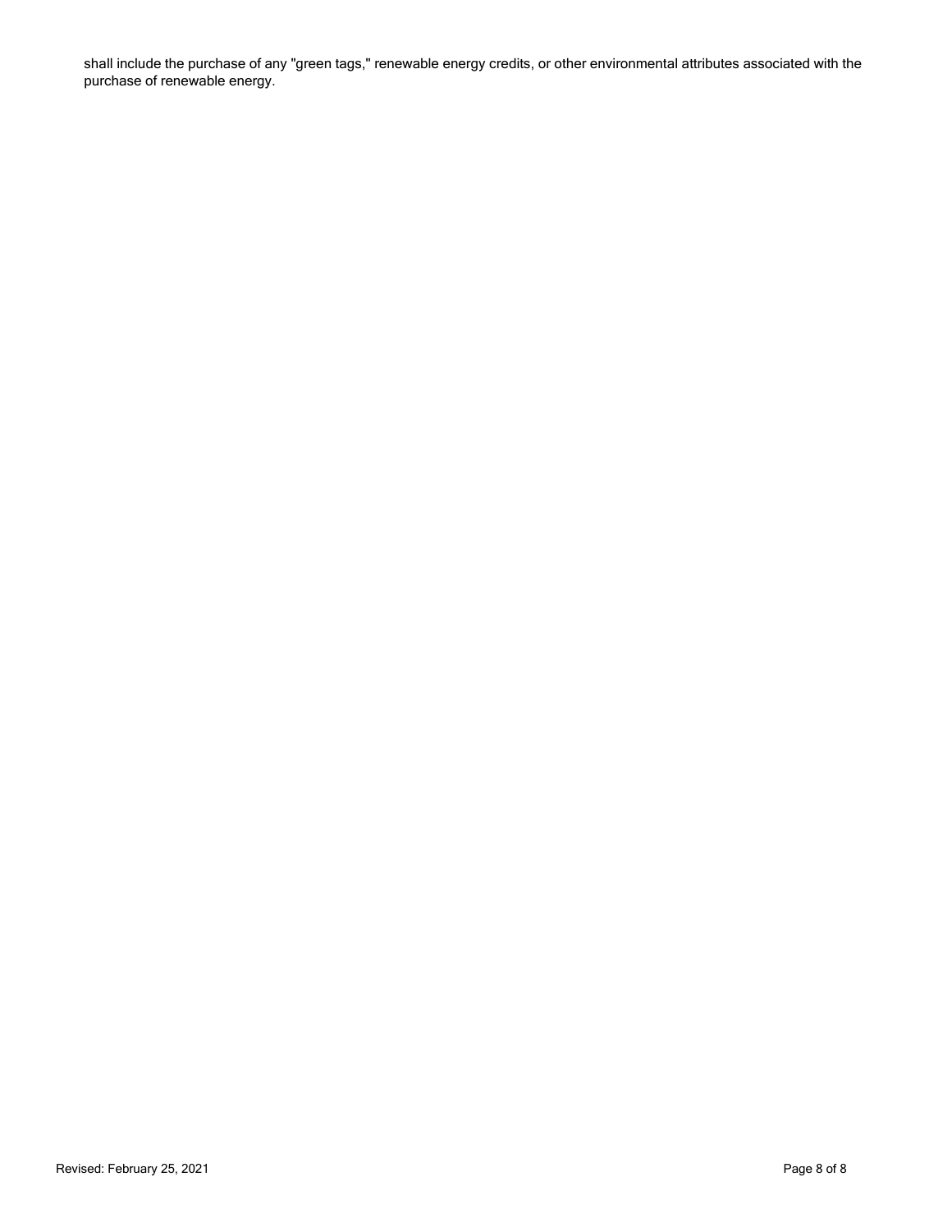shall include the purchase of any "green tags," renewable energy credits, or other environmental attributes associated with the purchase of renewable energy.